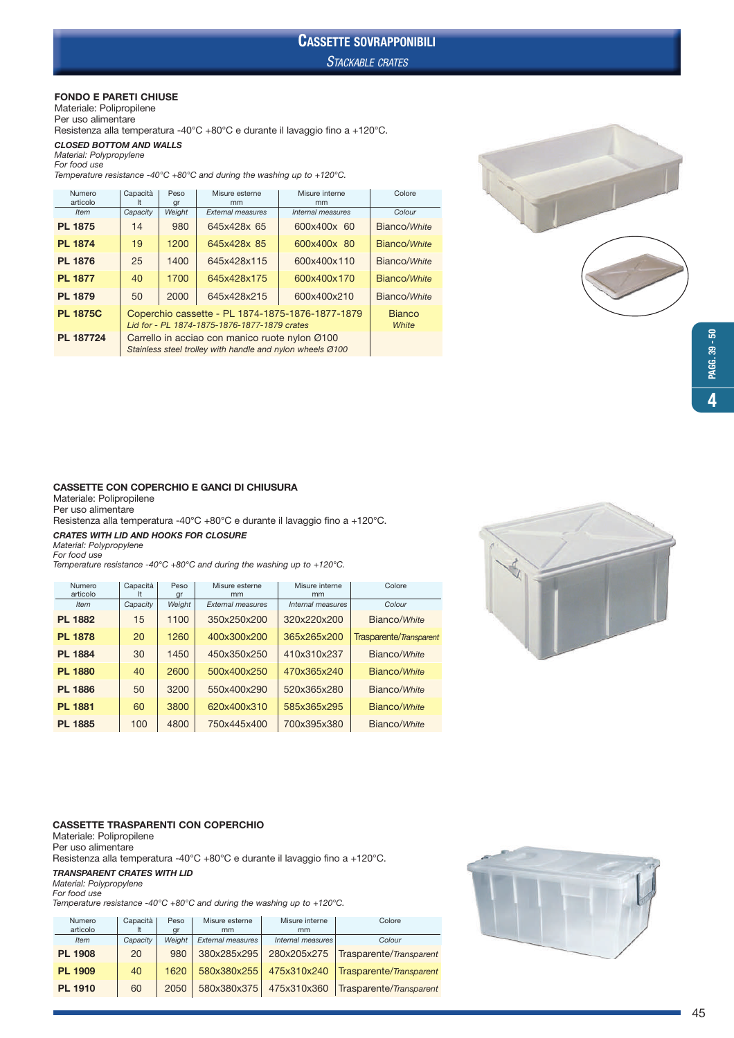# CASSETTE SOVRAPPONIBILI

*STACKABLE CRATES*

### FONDO E PARETI CHIUSE

Materiale: Polipropilene
Per uso alimentare
Resistenza alla temperatura -40°C +80°C e durante il lavaggio fino a +120°C.

***CLOSED BOTTOM AND WALLS***
*Material: Polypropylene*
*For food use*
*Temperature resistance -40°C +80°C and during the washing up to +120°C.*

| Numero articolo | Capacità lt | Peso gr | Misure esterne mm | Misure interne mm | Colore |
|---|---|---|---|---|---|
| *Item* | *Capacity* | *Weight* | *External measures* | *Internal measures* | *Colour* |
| **PL 1875** | 14 | 980 | 645x428x 65 | 600x400x 60 | Bianco/*White* |
| **PL 1874** | 19 | 1200 | 645x428x 85 | 600x400x 80 | Bianco/*White* |
| **PL 1876** | 25 | 1400 | 645x428x115 | 600x400x110 | Bianco/*White* |
| **PL 1877** | 40 | 1700 | 645x428x175 | 600x400x170 | Bianco/*White* |
| **PL 1879** | 50 | 2000 | 645x428x215 | 600x400x210 | Bianco/*White* |
| **PL 1875C** | Coperchio cassette - PL 1874-1875-1876-1877-1879 *Lid for - PL 1874-1875-1876-1877-1879 crates* | | | | Bianco *White* |
| **PL 187724** | Carrello in acciao con manico ruote nylon Ø100 *Stainless steel trolley with handle and nylon wheels Ø100* | | | | |

### CASSETTE CON COPERCHIO E GANCI DI CHIUSURA

Materiale: Polipropilene
Per uso alimentare
Resistenza alla temperatura -40°C +80°C e durante il lavaggio fino a +120°C.

***CRATES WITH LID AND HOOKS FOR CLOSURE***
*Material: Polypropylene*
*For food use*
*Temperature resistance -40°C +80°C and during the washing up to +120°C.*

| Numero articolo | Capacità lt | Peso gr | Misure esterne mm | Misure interne mm | Colore |
|---|---|---|---|---|---|
| *Item* | *Capacity* | *Weight* | *External measures* | *Internal measures* | *Colour* |
| **PL 1882** | 15 | 1100 | 350x250x200 | 320x220x200 | Bianco/*White* |
| **PL 1878** | 20 | 1260 | 400x300x200 | 365x265x200 | Trasparente/*Transparent* |
| **PL 1884** | 30 | 1450 | 450x350x250 | 410x310x237 | Bianco/*White* |
| **PL 1880** | 40 | 2600 | 500x400x250 | 470x365x240 | Bianco/*White* |
| **PL 1886** | 50 | 3200 | 550x400x290 | 520x365x280 | Bianco/*White* |
| **PL 1881** | 60 | 3800 | 620x400x310 | 585x365x295 | Bianco/*White* |
| **PL 1885** | 100 | 4800 | 750x445x400 | 700x395x380 | Bianco/*White* |

### CASSETTE TRASPARENTI CON COPERCHIO

Materiale: Polipropilene
Per uso alimentare
Resistenza alla temperatura -40°C +80°C e durante il lavaggio fino a +120°C.

***TRANSPARENT CRATES WITH LID***
*Material: Polypropylene*
*For food use*
*Temperature resistance -40°C +80°C and during the washing up to +120°C.*

| Numero articolo | Capacità lt | Peso gr | Misure esterne mm | Misure interne mm | Colore |
|---|---|---|---|---|---|
| *Item* | *Capacity* | *Weight* | *External measures* | *Internal measures* | *Colour* |
| **PL 1908** | 20 | 980 | 380x285x295 | 280x205x275 | Trasparente/*Transparent* |
| **PL 1909** | 40 | 1620 | 580x380x255 | 475x310x240 | Trasparente/*Transparent* |
| **PL 1910** | 60 | 2050 | 580x380x375 | 475x310x360 | Trasparente/*Transparent* |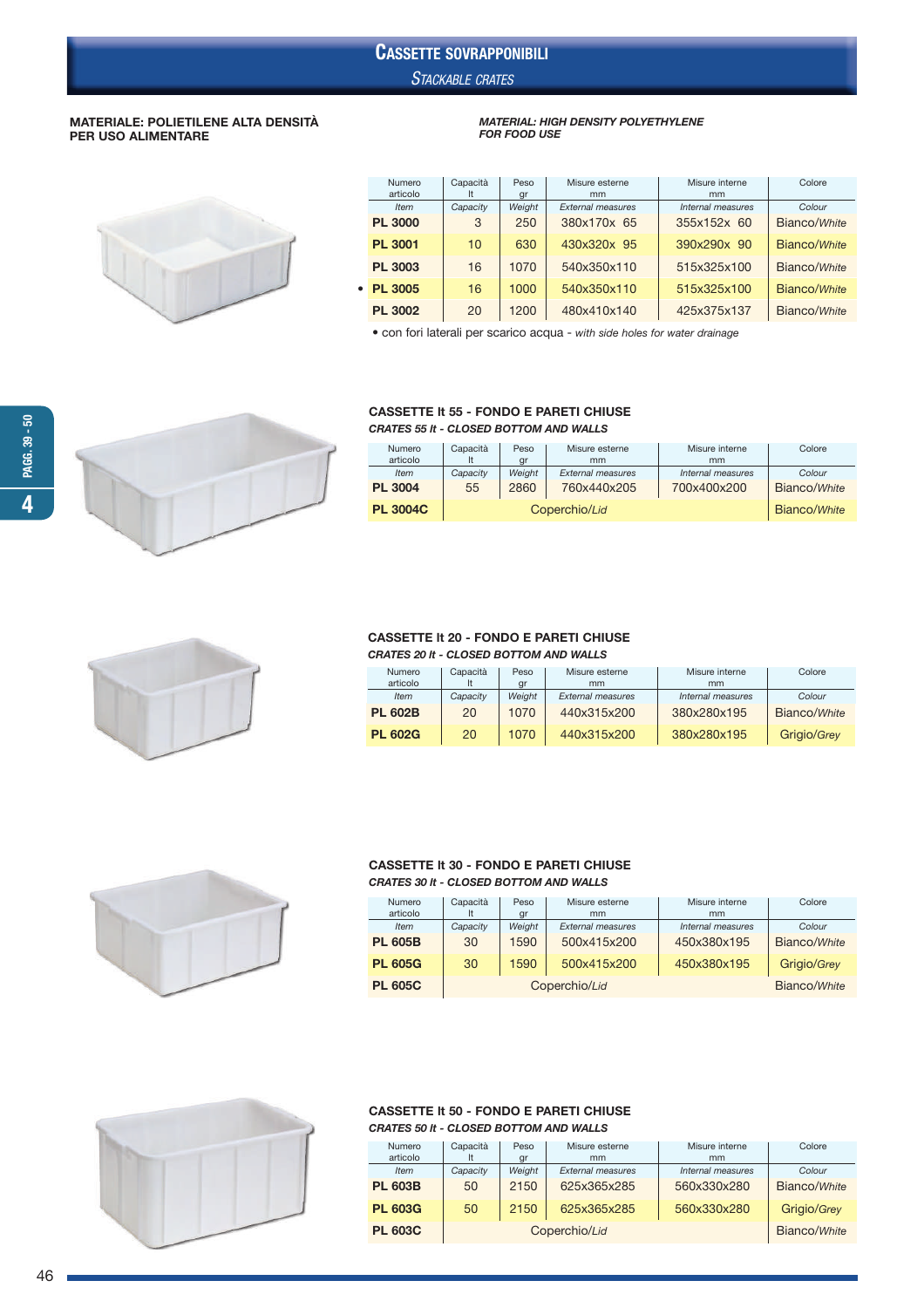# CASSETTE SOVRAPPONIBILI

## *STACKABLE CRATES*

**MATERIALE: POLIETILENE ALTA DENSITÀ PER USO ALIMENTARE**

***MATERIAL: HIGH DENSITY POLYETHYLENE FOR FOOD USE***

| Numero articolo *Item* | Capacità lt *Capacity* | Peso gr *Weight* | Misure esterne mm *External measures* | Misure interne mm *Internal measures* | Colore *Colour* |
|---|---|---|---|---|---|
| **PL 3000** | 3 | 250 | 380x170x 65 | 355x152x 60 | Bianco/*White* |
| **PL 3001** | 10 | 630 | 430x320x 95 | 390x290x 90 | Bianco/*White* |
| **PL 3003** | 16 | 1070 | 540x350x110 | 515x325x100 | Bianco/*White* |
| • **PL 3005** | 16 | 1000 | 540x350x110 | 515x325x100 | Bianco/*White* |
| **PL 3002** | 20 | 1200 | 480x410x140 | 425x375x137 | Bianco/*White* |

• con fori laterali per scarico acqua - *with side holes for water drainage*

**CASSETTE lt 55 - FONDO E PARETI CHIUSE**

***CRATES 55 lt - CLOSED BOTTOM AND WALLS***

| Numero articolo *Item* | Capacità lt *Capacity* | Peso gr *Weight* | Misure esterne mm *External measures* | Misure interne mm *Internal measures* | Colore *Colour* |
|---|---|---|---|---|---|
| **PL 3004** | 55 | 2860 | 760x440x205 | 700x400x200 | Bianco/*White* |
| **PL 3004C** | Coperchio/*Lid* | | | | Bianco/*White* |

**CASSETTE lt 20 - FONDO E PARETI CHIUSE**

***CRATES 20 lt - CLOSED BOTTOM AND WALLS***

| Numero articolo *Item* | Capacità lt *Capacity* | Peso gr *Weight* | Misure esterne mm *External measures* | Misure interne mm *Internal measures* | Colore *Colour* |
|---|---|---|---|---|---|
| **PL 602B** | 20 | 1070 | 440x315x200 | 380x280x195 | Bianco/*White* |
| **PL 602G** | 20 | 1070 | 440x315x200 | 380x280x195 | Grigio/*Grey* |

**CASSETTE lt 30 - FONDO E PARETI CHIUSE**

***CRATES 30 lt - CLOSED BOTTOM AND WALLS***

| Numero articolo *Item* | Capacità lt *Capacity* | Peso gr *Weight* | Misure esterne mm *External measures* | Misure interne mm *Internal measures* | Colore *Colour* |
|---|---|---|---|---|---|
| **PL 605B** | 30 | 1590 | 500x415x200 | 450x380x195 | Bianco/*White* |
| **PL 605G** | 30 | 1590 | 500x415x200 | 450x380x195 | Grigio/*Grey* |
| **PL 605C** | Coperchio/*Lid* | | | | Bianco/*White* |

**CASSETTE lt 50 - FONDO E PARETI CHIUSE**

***CRATES 50 lt - CLOSED BOTTOM AND WALLS***

| Numero articolo *Item* | Capacità lt *Capacity* | Peso gr *Weight* | Misure esterne mm *External measures* | Misure interne mm *Internal measures* | Colore *Colour* |
|---|---|---|---|---|---|
| **PL 603B** | 50 | 2150 | 625x365x285 | 560x330x280 | Bianco/*White* |
| **PL 603G** | 50 | 2150 | 625x365x285 | 560x330x280 | Grigio/*Grey* |
| **PL 603C** | Coperchio/*Lid* | | | | Bianco/*White* |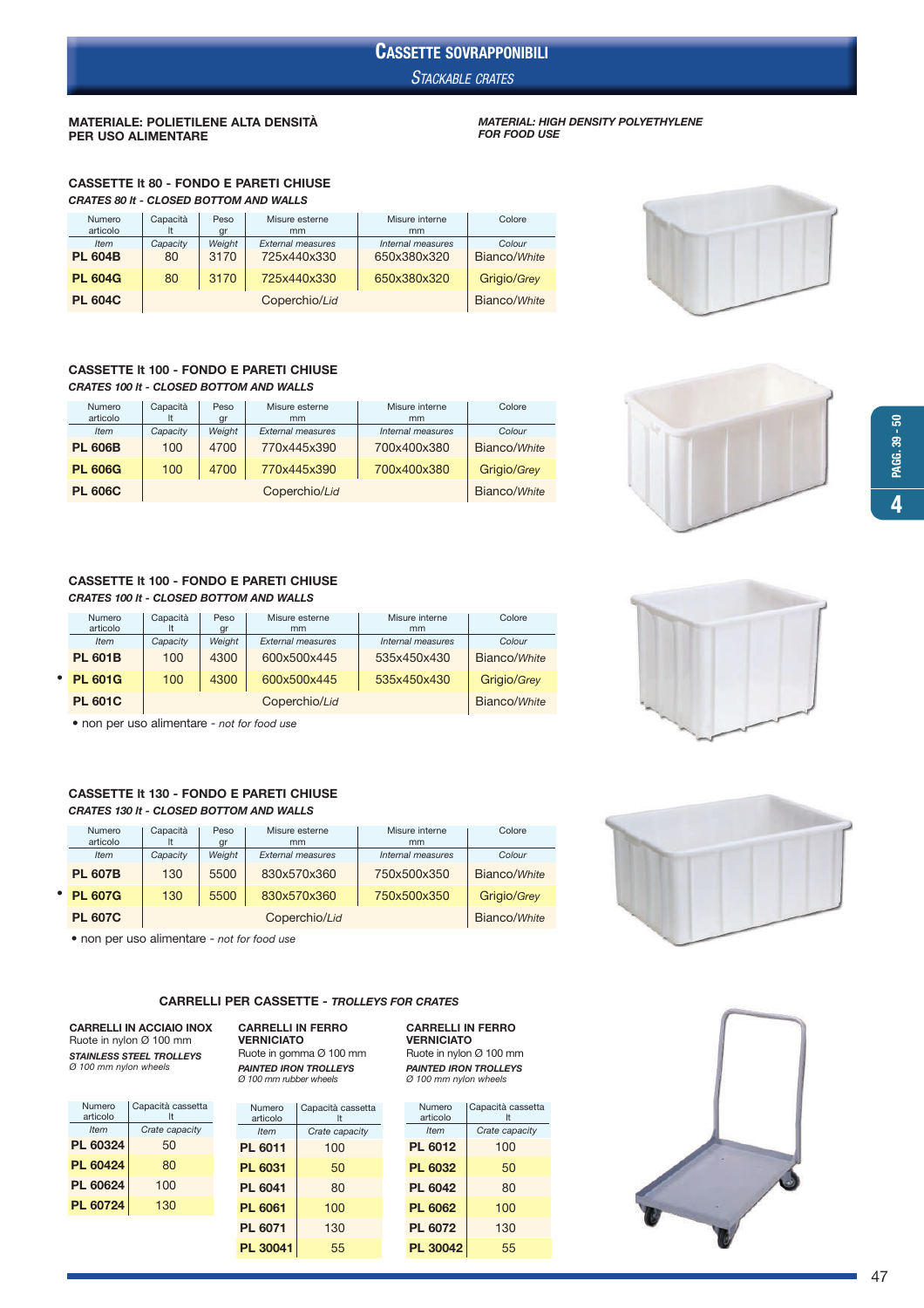# CASSETTE SOVRAPPONIBILI
*STACKABLE CRATES*

**MATERIALE: POLIETILENE ALTA DENSITÀ PER USO ALIMENTARE**

***MATERIAL: HIGH DENSITY POLYETHYLENE FOR FOOD USE***

### CASSETTE lt 80 - FONDO E PARETI CHIUSE
***CRATES 80 lt - CLOSED BOTTOM AND WALLS***

| Numero articolo *Item* | Capacità lt *Capacity* | Peso gr *Weight* | Misure esterne mm *External measures* | Misure interne mm *Internal measures* | Colore *Colour* |
|---|---|---|---|---|---|
| **PL 604B** | 80 | 3170 | 725x440x330 | 650x380x320 | Bianco/*White* |
| **PL 604G** | 80 | 3170 | 725x440x330 | 650x380x320 | Grigio/*Grey* |
| **PL 604C** | Coperchio/*Lid* | | | | Bianco/*White* |

### CASSETTE lt 100 - FONDO E PARETI CHIUSE
***CRATES 100 lt - CLOSED BOTTOM AND WALLS***

| Numero articolo *Item* | Capacità lt *Capacity* | Peso gr *Weight* | Misure esterne mm *External measures* | Misure interne mm *Internal measures* | Colore *Colour* |
|---|---|---|---|---|---|
| **PL 606B** | 100 | 4700 | 770x445x390 | 700x400x380 | Bianco/*White* |
| **PL 606G** | 100 | 4700 | 770x445x390 | 700x400x380 | Grigio/*Grey* |
| **PL 606C** | Coperchio/*Lid* | | | | Bianco/*White* |

### CASSETTE lt 100 - FONDO E PARETI CHIUSE
***CRATES 100 lt - CLOSED BOTTOM AND WALLS***

| Numero articolo *Item* | Capacità lt *Capacity* | Peso gr *Weight* | Misure esterne mm *External measures* | Misure interne mm *Internal measures* | Colore *Colour* |
|---|---|---|---|---|---|
| **PL 601B** | 100 | 4300 | 600x500x445 | 535x450x430 | Bianco/*White* |
| • **PL 601G** | 100 | 4300 | 600x500x445 | 535x450x430 | Grigio/*Grey* |
| **PL 601C** | Coperchio/*Lid* | | | | Bianco/*White* |

• non per uso alimentare - *not for food use*

### CASSETTE lt 130 - FONDO E PARETI CHIUSE
***CRATES 130 lt - CLOSED BOTTOM AND WALLS***

| Numero articolo *Item* | Capacità lt *Capacity* | Peso gr *Weight* | Misure esterne mm *External measures* | Misure interne mm *Internal measures* | Colore *Colour* |
|---|---|---|---|---|---|
| **PL 607B** | 130 | 5500 | 830x570x360 | 750x500x350 | Bianco/*White* |
| • **PL 607G** | 130 | 5500 | 830x570x360 | 750x500x350 | Grigio/*Grey* |
| **PL 607C** | Coperchio/*Lid* | | | | Bianco/*White* |

• non per uso alimentare - *not for food use*

### CARRELLI PER CASSETTE - *TROLLEYS FOR CRATES*

**CARRELLI IN ACCIAIO INOX**
Ruote in nylon Ø 100 mm
***STAINLESS STEEL TROLLEYS***
*Ø 100 mm nylon wheels*

| Numero articolo *Item* | Capacità cassetta lt *Crate capacity* |
|---|---|
| **PL 60324** | 50 |
| **PL 60424** | 80 |
| **PL 60624** | 100 |
| **PL 60724** | 130 |

**CARRELLI IN FERRO VERNICIATO**
Ruote in gomma Ø 100 mm
***PAINTED IRON TROLLEYS***
*Ø 100 mm rubber wheels*

| Numero articolo *Item* | Capacità cassetta lt *Crate capacity* |
|---|---|
| **PL 6011** | 100 |
| **PL 6031** | 50 |
| **PL 6041** | 80 |
| **PL 6061** | 100 |
| **PL 6071** | 130 |
| **PL 30041** | 55 |

**CARRELLI IN FERRO VERNICIATO**
Ruote in nylon Ø 100 mm
***PAINTED IRON TROLLEYS***
*Ø 100 mm nylon wheels*

| Numero articolo *Item* | Capacità cassetta lt *Crate capacity* |
|---|---|
| **PL 6012** | 100 |
| **PL 6032** | 50 |
| **PL 6042** | 80 |
| **PL 6062** | 100 |
| **PL 6072** | 130 |
| **PL 30042** | 55 |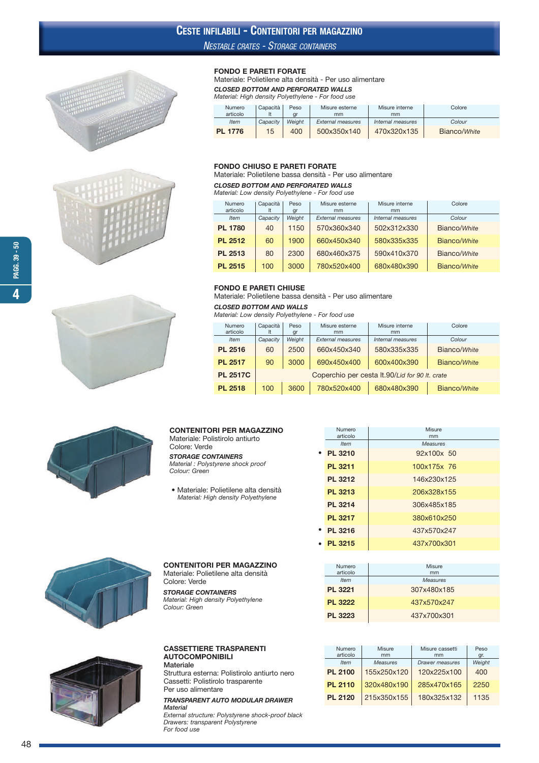# Ceste infilabili - Contenitori per magazzino

*Nestable crates - Storage containers*

### FONDO E PARETI FORATE

Materiale: Polietilene alta densità - Per uso alimentare

***CLOSED BOTTOM AND PERFORATED WALLS***

*Material: High density Polyethylene - For food use*

| Numero articolo *Item* | Capacità lt *Capacity* | Peso gr *Weight* | Misure esterne mm *External measures* | Misure interne mm *Internal measures* | Colore *Colour* |
|---|---|---|---|---|---|
| **PL 1776** | 15 | 400 | 500x350x140 | 470x320x135 | Bianco/*White* |

### FONDO CHIUSO E PARETI FORATE

Materiale: Polietilene bassa densità - Per uso alimentare

***CLOSED BOTTOM AND PERFORATED WALLS***

*Material: Low density Polyethylene - For food use*

| Numero articolo *Item* | Capacità lt *Capacity* | Peso gr *Weight* | Misure esterne mm *External measures* | Misure interne mm *Internal measures* | Colore *Colour* |
|---|---|---|---|---|---|
| **PL 1780** | 40 | 1150 | 570x360x340 | 502x312x330 | Bianco/*White* |
| **PL 2512** | 60 | 1900 | 660x450x340 | 580x335x335 | Bianco/*White* |
| **PL 2513** | 80 | 2300 | 680x460x375 | 590x410x370 | Bianco/*White* |
| **PL 2515** | 100 | 3000 | 780x520x400 | 680x480x390 | Bianco/*White* |

### FONDO E PARETI CHIUSE

Materiale: Polietilene bassa densità - Per uso alimentare

***CLOSED BOTTOM AND WALLS***

*Material: Low density Polyethylene - For food use*

| Numero articolo *Item* | Capacità lt *Capacity* | Peso gr *Weight* | Misure esterne mm *External measures* | Misure interne mm *Internal measures* | Colore *Colour* |
|---|---|---|---|---|---|
| **PL 2516** | 60 | 2500 | 660x450x340 | 580x335x335 | Bianco/*White* |
| **PL 2517** | 90 | 3000 | 690x450x400 | 600x400x390 | Bianco/*White* |
| **PL 2517C** | Coperchio per cesta lt.90/*Lid for 90 lt. crate* | | | | |
| **PL 2518** | 100 | 3600 | 780x520x400 | 680x480x390 | Bianco/*White* |

### CONTENITORI PER MAGAZZINO

Materiale: Polistirolo antiurto

Colore: Verde

***STORAGE CONTAINERS***

*Material : Polystyrene shock proof*

*Colour: Green*

- Materiale: Polietilene alta densità
  *Material: High density Polyethylene*

| Numero articolo *Item* | Misure mm *Measures* |
|---|---|
| • **PL 3210** | 92x100x 50 |
| **PL 3211** | 100x175x 76 |
| **PL 3212** | 146x230x125 |
| **PL 3213** | 206x328x155 |
| **PL 3214** | 306x485x185 |
| **PL 3217** | 380x610x250 |
| • **PL 3216** | 437x570x247 |
| • **PL 3215** | 437x700x301 |

### CONTENITORI PER MAGAZZINO

Materiale: Polietilene alta densità

Colore: Verde

***STORAGE CONTAINERS***

*Material: High density Polyethylene*

*Colour: Green*

| Numero articolo *Item* | Misure mm *Measures* |
|---|---|
| **PL 3221** | 307x480x185 |
| **PL 3222** | 437x570x247 |
| **PL 3223** | 437x700x301 |

### CASSETTIERE TRASPARENTI AUTOCOMPONIBILI

**Materiale**

Struttura esterna: Polistirolo antiurto nero

Cassetti: Polistirolo trasparente

Per uso alimentare

***TRANSPARENT AUTO MODULAR DRAWER***

***Material***

*External structure: Polystyrene shock-proof black*

*Drawers: transparent Polystyrene*

*For food use*

| Numero articolo *Item* | Misure mm *Measures* | Misure cassetti mm *Drawer measures* | Peso gr. *Weight* |
|---|---|---|---|
| **PL 2100** | 155x250x120 | 120x225x100 | 400 |
| **PL 2110** | 320x480x190 | 285x470x165 | 2250 |
| **PL 2120** | 215x350x155 | 180x325x132 | 1135 |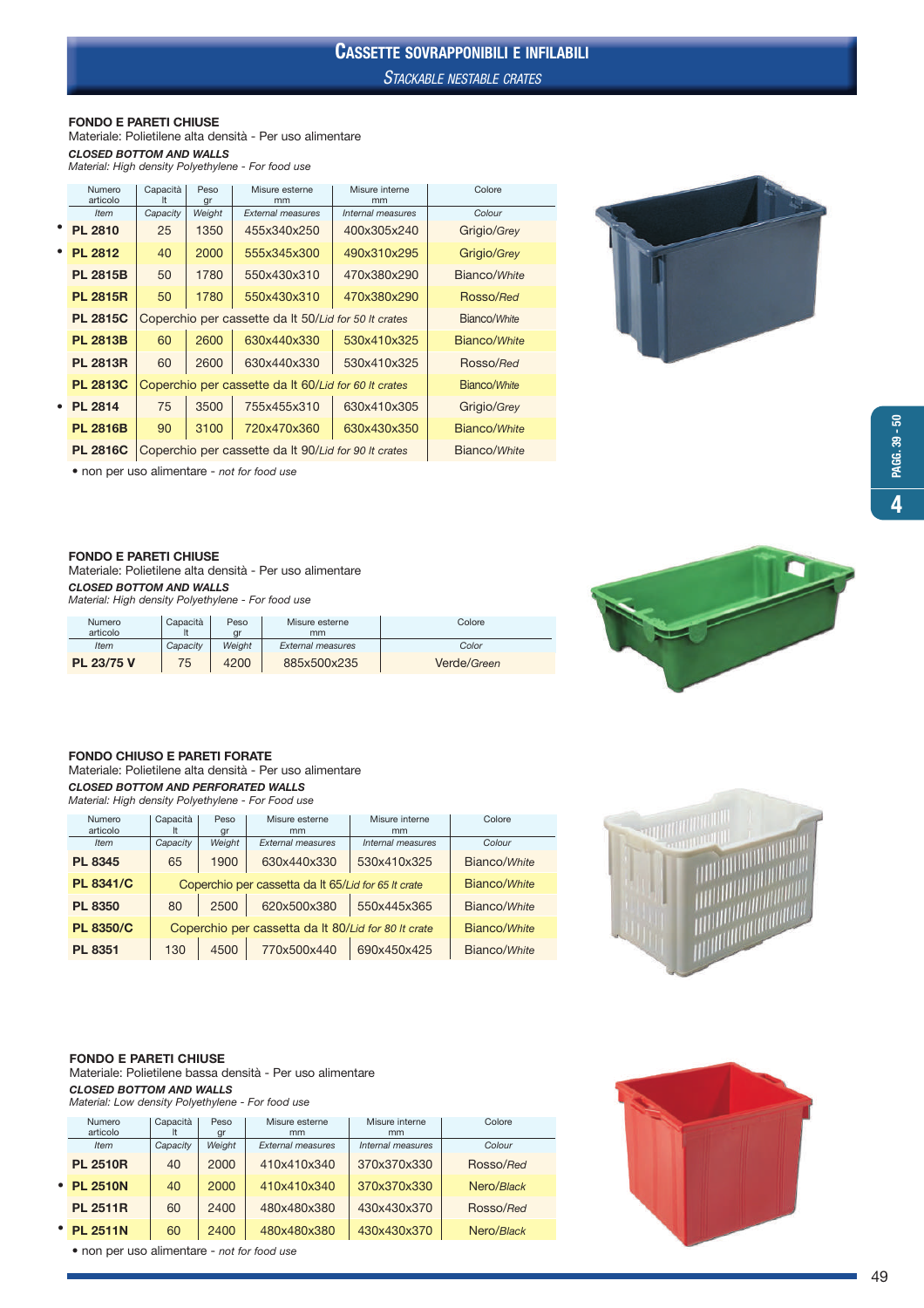# CASSETTE SOVRAPPONIBILI E INFILABILI
## *STACKABLE NESTABLE CRATES*

**FONDO E PARETI CHIUSE**
Materiale: Polietilene alta densità - Per uso alimentare
***CLOSED BOTTOM AND WALLS***
*Material: High density Polyethylene - For food use*

| Numero articolo *Item* | Capacità lt *Capacity* | Peso gr *Weight* | Misure esterne mm *External measures* | Misure interne mm *Internal measures* | Colore *Colour* |
|---|---|---|---|---|---|
| • **PL 2810** | 25 | 1350 | 455x340x250 | 400x305x240 | Grigio/*Grey* |
| • **PL 2812** | 40 | 2000 | 555x345x300 | 490x310x295 | Grigio/*Grey* |
| **PL 2815B** | 50 | 1780 | 550x430x310 | 470x380x290 | Bianco/*White* |
| **PL 2815R** | 50 | 1780 | 550x430x310 | 470x380x290 | Rosso/*Red* |
| **PL 2815C** | Coperchio per cassette da lt 50/*Lid for 50 lt crates* | | | | Bianco/*White* |
| **PL 2813B** | 60 | 2600 | 630x440x330 | 530x410x325 | Bianco/*White* |
| **PL 2813R** | 60 | 2600 | 630x440x330 | 530x410x325 | Rosso/*Red* |
| **PL 2813C** | Coperchio per cassette da lt 60/*Lid for 60 lt crates* | | | | Bianco/*White* |
| • **PL 2814** | 75 | 3500 | 755x455x310 | 630x410x305 | Grigio/*Grey* |
| **PL 2816B** | 90 | 3100 | 720x470x360 | 630x430x350 | Bianco/*White* |
| **PL 2816C** | Coperchio per cassette da lt 90/*Lid for 90 lt crates* | | | | Bianco/*White* |

• non per uso alimentare - *not for food use*

**FONDO E PARETI CHIUSE**
Materiale: Polietilene alta densità - Per uso alimentare
***CLOSED BOTTOM AND WALLS***
*Material: High density Polyethylene - For food use*

| Numero articolo *Item* | Capacità lt *Capacity* | Peso gr *Weight* | Misure esterne mm *External measures* | Colore *Color* |
|---|---|---|---|---|
| **PL 23/75 V** | 75 | 4200 | 885x500x235 | Verde/*Green* |

**FONDO CHIUSO E PARETI FORATE**
Materiale: Polietilene alta densità - Per uso alimentare
***CLOSED BOTTOM AND PERFORATED WALLS***
*Material: High density Polyethylene - For Food use*

| Numero articolo *Item* | Capacità lt *Capacity* | Peso gr *Weight* | Misure esterne mm *External measures* | Misure interne mm *Internal measures* | Colore *Colour* |
|---|---|---|---|---|---|
| **PL 8345** | 65 | 1900 | 630x440x330 | 530x410x325 | Bianco/*White* |
| **PL 8341/C** | Coperchio per cassetta da lt 65/*Lid for 65 lt crate* | | | | Bianco/*White* |
| **PL 8350** | 80 | 2500 | 620x500x380 | 550x445x365 | Bianco/*White* |
| **PL 8350/C** | Coperchio per cassetta da lt 80/*Lid for 80 lt crate* | | | | Bianco/*White* |
| **PL 8351** | 130 | 4500 | 770x500x440 | 690x450x425 | Bianco/*White* |

**FONDO E PARETI CHIUSE**
Materiale: Polietilene bassa densità - Per uso alimentare
***CLOSED BOTTOM AND WALLS***
*Material: Low density Polyethylene - For food use*

| Numero articolo *Item* | Capacità lt *Capacity* | Peso gr *Weight* | Misure esterne mm *External measures* | Misure interne mm *Internal measures* | Colore *Colour* |
|---|---|---|---|---|---|
| **PL 2510R** | 40 | 2000 | 410x410x340 | 370x370x330 | Rosso/*Red* |
| • **PL 2510N** | 40 | 2000 | 410x410x340 | 370x370x330 | Nero/*Black* |
| **PL 2511R** | 60 | 2400 | 480x480x380 | 430x430x370 | Rosso/*Red* |
| • **PL 2511N** | 60 | 2400 | 480x480x380 | 430x430x370 | Nero/*Black* |

• non per uso alimentare - *not for food use*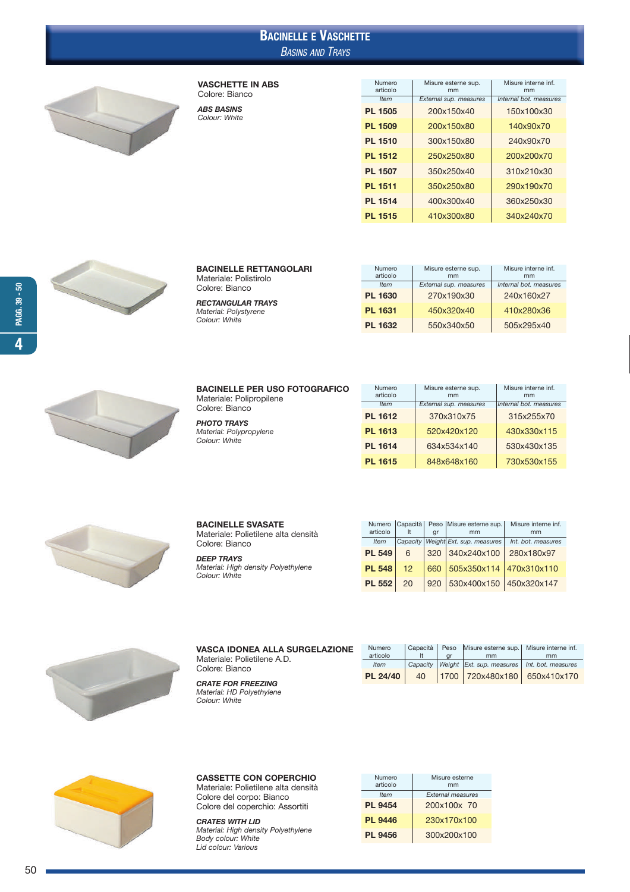# Bacinelle e Vaschette

*Basins and Trays*

### VASCHETTE IN ABS

Colore: Bianco

***ABS BASINS***
*Colour: White*

| Numero articolo<br>*Item* | Misure esterne sup. mm<br>*External sup. measures* | Misure interne inf. mm<br>*Internal bot. measures* |
|---|---|---|
| **PL 1505** | 200x150x40 | 150x100x30 |
| **PL 1509** | 200x150x80 | 140x90x70 |
| **PL 1510** | 300x150x80 | 240x90x70 |
| **PL 1512** | 250x250x80 | 200x200x70 |
| **PL 1507** | 350x250x40 | 310x210x30 |
| **PL 1511** | 350x250x80 | 290x190x70 |
| **PL 1514** | 400x300x40 | 360x250x30 |
| **PL 1515** | 410x300x80 | 340x240x70 |

### BACINELLE RETTANGOLARI

Materiale: Polistirolo
Colore: Bianco

***RECTANGULAR TRAYS***
*Material: Polystyrene*
*Colour: White*

| Numero articolo<br>*Item* | Misure esterne sup. mm<br>*External sup. measures* | Misure interne inf. mm<br>*Internal bot. measures* |
|---|---|---|
| **PL 1630** | 270x190x30 | 240x160x27 |
| **PL 1631** | 450x320x40 | 410x280x36 |
| **PL 1632** | 550x340x50 | 505x295x40 |

### BACINELLE PER USO FOTOGRAFICO

Materiale: Polipropilene
Colore: Bianco

***PHOTO TRAYS***
*Material: Polypropylene*
*Colour: White*

| Numero articolo<br>*Item* | Misure esterne sup. mm<br>*External sup. measures* | Misure interne inf. mm<br>*Internal bot. measures* |
|---|---|---|
| **PL 1612** | 370x310x75 | 315x255x70 |
| **PL 1613** | 520x420x120 | 430x330x115 |
| **PL 1614** | 634x534x140 | 530x430x135 |
| **PL 1615** | 848x648x160 | 730x530x155 |

### BACINELLE SVASATE

Materiale: Polietilene alta densità
Colore: Bianco

***DEEP TRAYS***
*Material: High density Polyethylene*
*Colour: White*

| Numero articolo<br>*Item* | Capacità lt<br>*Capacity* | Peso gr<br>*Weight* | Misure esterne sup. mm<br>*Ext. sup. measures* | Misure interne inf. mm<br>*Int. bot. measures* |
|---|---|---|---|---|
| **PL 549** | 6 | 320 | 340x240x100 | 280x180x97 |
| **PL 548** | 12 | 660 | 505x350x114 | 470x310x110 |
| **PL 552** | 20 | 920 | 530x400x150 | 450x320x147 |

### VASCA IDONEA ALLA SURGELAZIONE

Materiale: Polietilene A.D.
Colore: Bianco

***CRATE FOR FREEZING***
*Material: HD Polyethylene*
*Colour: White*

| Numero articolo<br>*Item* | Capacità lt<br>*Capacity* | Peso gr<br>*Weight* | Misure esterne sup. mm<br>*Ext. sup. measures* | Misure interne inf. mm<br>*Int. bot. measures* |
|---|---|---|---|---|
| **PL 24/40** | 40 | 1700 | 720x480x180 | 650x410x170 |

### CASSETTE CON COPERCHIO

Materiale: Polietilene alta densità
Colore del corpo: Bianco
Colore del coperchio: Assortiti

***CRATES WITH LID***
*Material: High density Polyethylene*
*Body colour: White*
*Lid colour: Various*

| Numero articolo<br>*Item* | Misure esterne mm<br>*External measures* |
|---|---|
| **PL 9454** | 200x100x 70 |
| **PL 9446** | 230x170x100 |
| **PL 9456** | 300x200x100 |